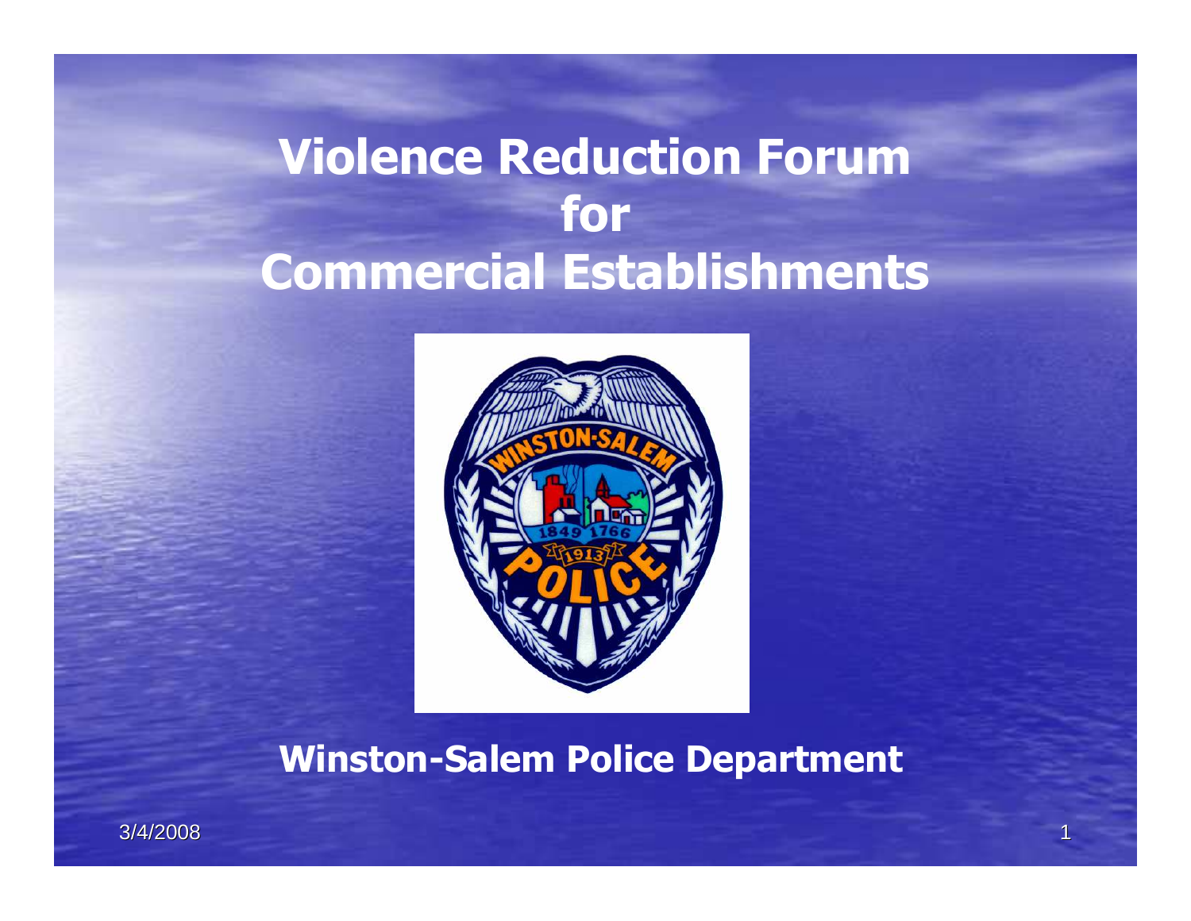# Violence Reduction Forum for Commercial Establishments

**Winston-Salem Police Department**

3/4/2008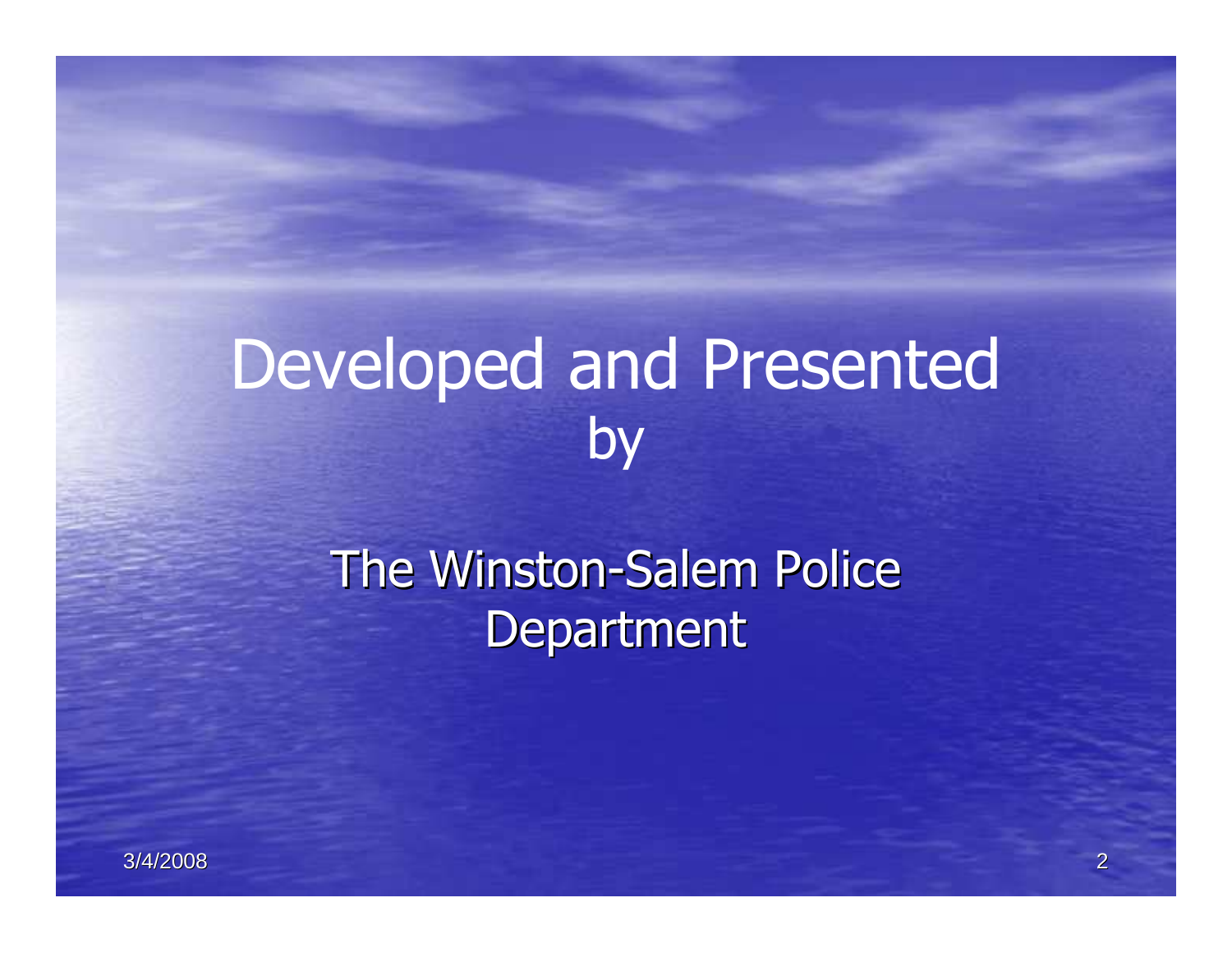# Developed and Presented by

## The Winston-Salem Police Department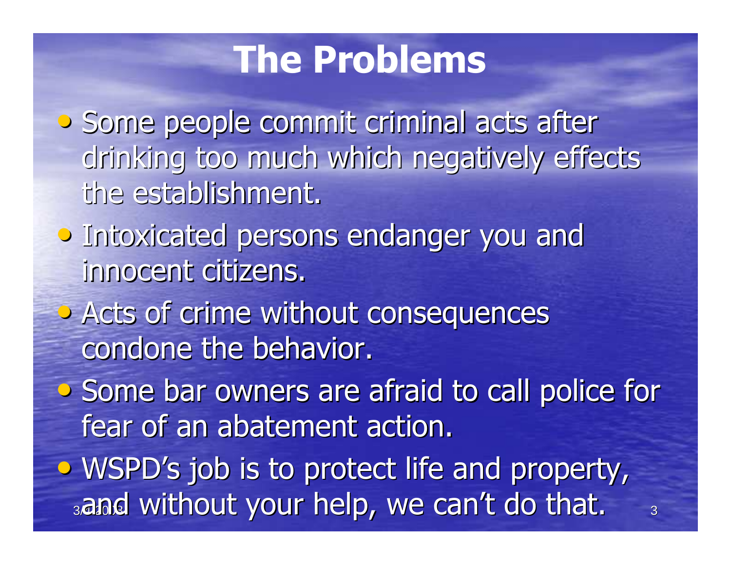# The Problems

- Some people commit criminal acts after drinking too much which negatively effects the establishment.
- Intoxicated persons endanger you and innocent citizens.
- Acts of crime without consequences condone the behavior.
- Some bar owners are afraid to call police for fear of an abatement action.
- WSPD's job is to protect life and property, and without your help, we can't do that.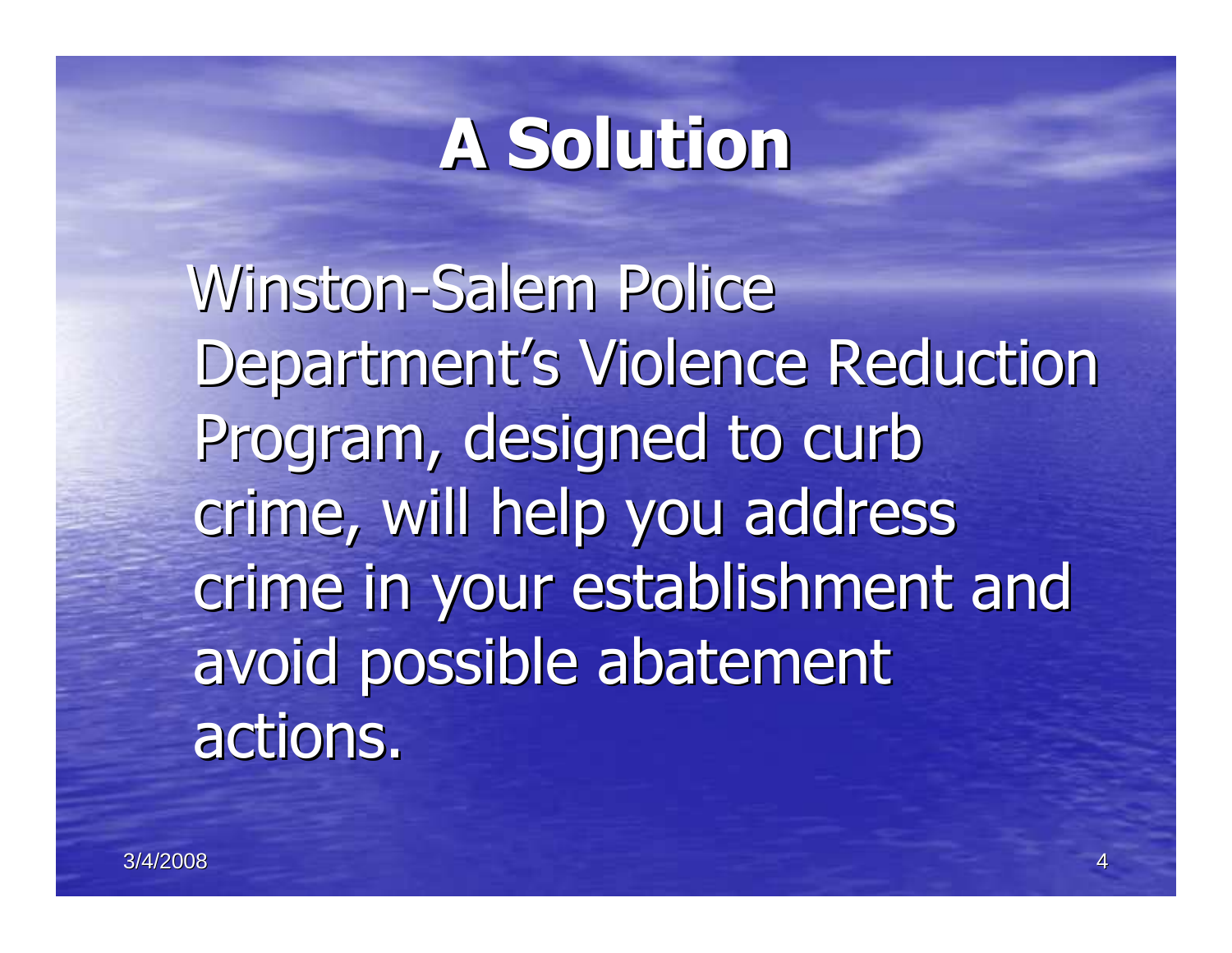# A Solution

Winston-Salem Police Department's Violence Reduction Program, designed to curb crime, will help you address crime in your establishment and avoid possible abatement actions.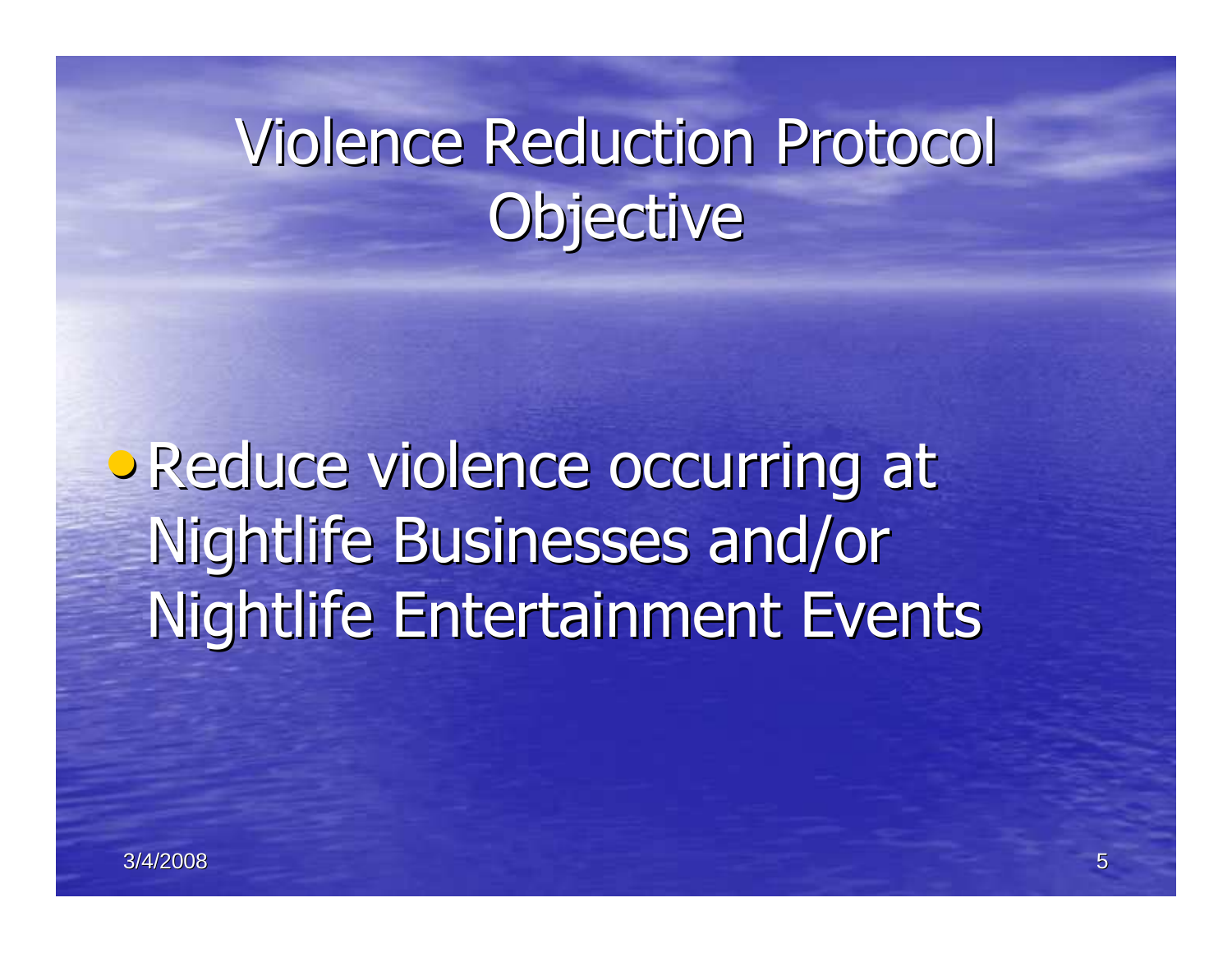# Violence Reduction Protocol Objective

- Reduce violence occurring at Nightlife Businesses and/or Nightlife Entertainment Events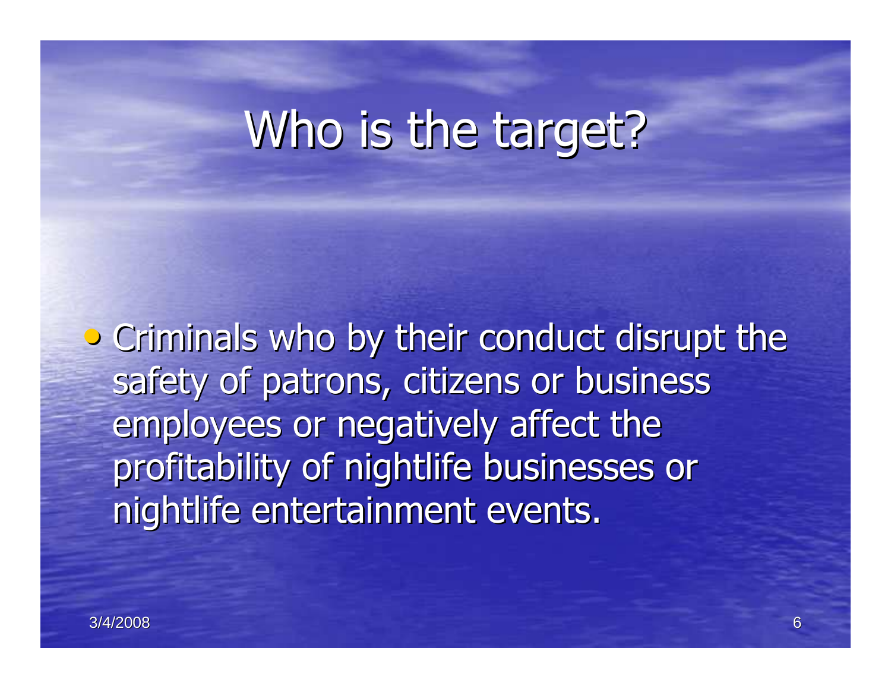# Who is the target?

- Criminals who by their conduct disrupt the safety of patrons, citizens or business employees or negatively affect the profitability of nightlife businesses or nightlife entertainment events.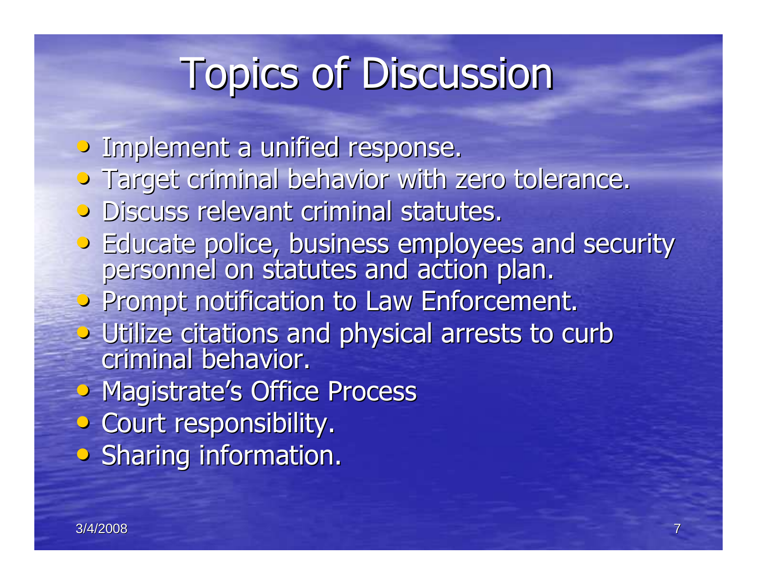# Topics of Discussion

- Implement a unified response.
- Target criminal behavior with zero tolerance.
- Discuss relevant criminal statutes.
- Educate police, business employees and security personnel on statutes and action plan.
- Prompt notification to Law Enforcement.
- Utilize citations and physical arrests to curb criminal behavior.
- Magistrate's Office Process
- Court responsibility.
- Sharing information.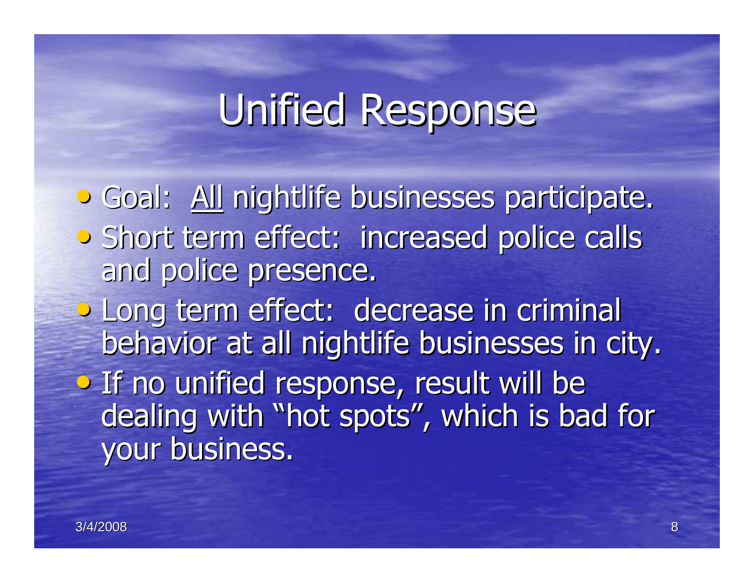# Unified Response

- Goal: <u>All</u> nightlife businesses participate.
- Short term effect: increased police calls and police presence.
- Long term effect: decrease in criminal behavior at all nightlife businesses in city.
- If no unified response, result will be dealing with "hot spots", which is bad for your business.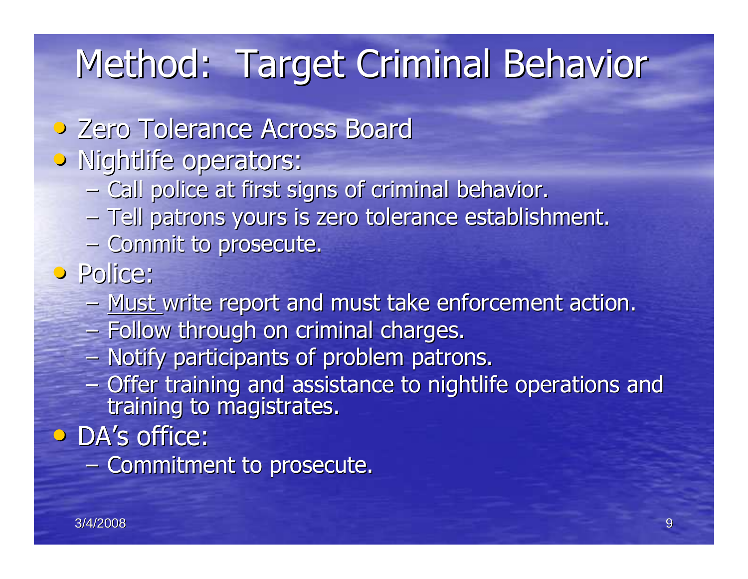# Method: Target Criminal Behavior

- Zero Tolerance Across Board
- Nightlife operators:
  - Call police at first signs of criminal behavior.
  - Tell patrons yours is zero tolerance establishment.
  - Commit to prosecute.
- Police:
  - <u>Must</u> write report and must take enforcement action.
  - Follow through on criminal charges.
  - Notify participants of problem patrons.
  - Offer training and assistance to nightlife operations and training to magistrates.
- DA's office:
  - Commitment to prosecute.

3/4/2008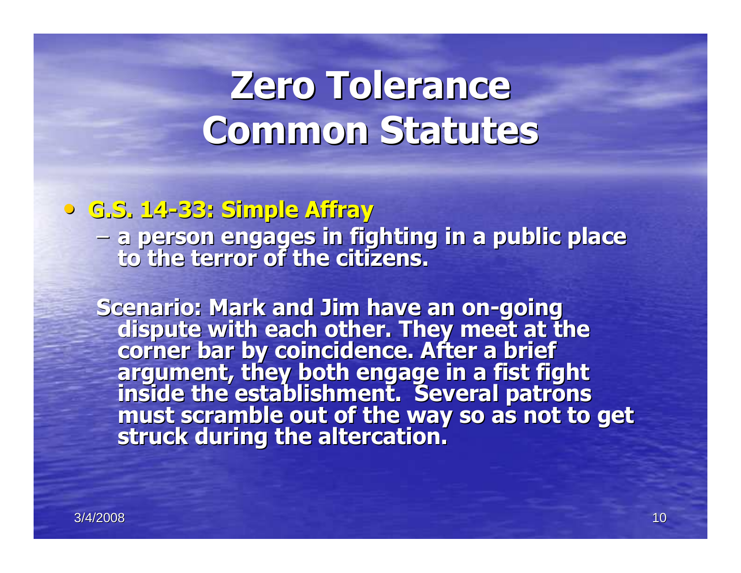# Zero Tolerance Common Statutes

- **G.S. 14-33: Simple Affray**
  - a person engages in fighting in a public place to the terror of the citizens.

  Scenario: Mark and Jim have an on-going dispute with each other. They meet at the corner bar by coincidence. After a brief argument, they both engage in a fist fight inside the establishment. Several patrons must scramble out of the way so as not to get struck during the altercation.

3/4/2008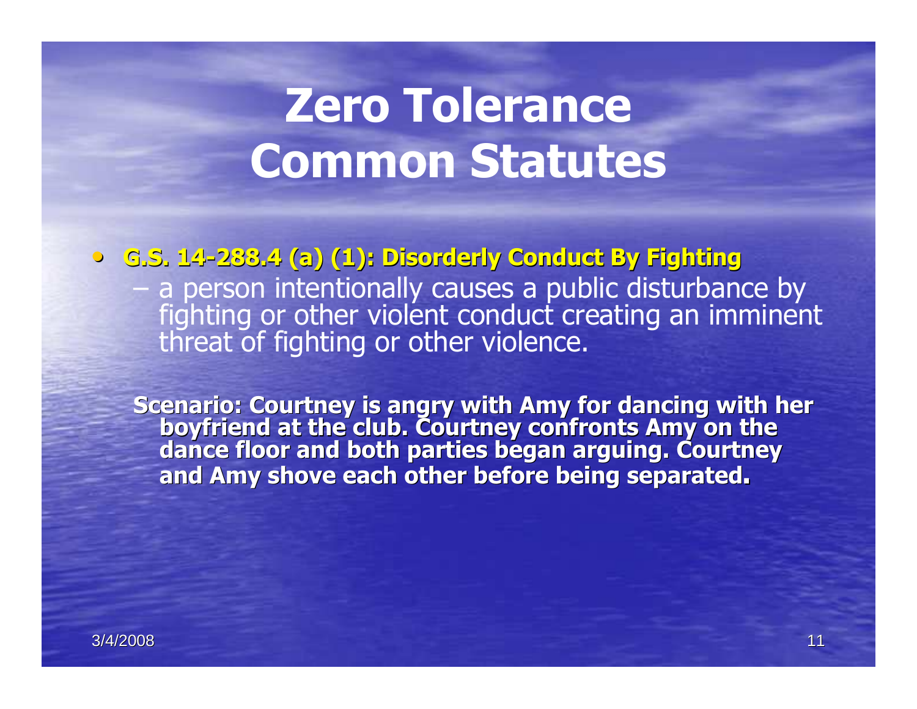# Zero Tolerance Common Statutes

- **G.S. 14-288.4 (a) (1): Disorderly Conduct By Fighting**
  - a person intentionally causes a public disturbance by fighting or other violent conduct creating an imminent threat of fighting or other violence.

**Scenario: Courtney is angry with Amy for dancing with her boyfriend at the club. Courtney confronts Amy on the dance floor and both parties began arguing. Courtney and Amy shove each other before being separated.**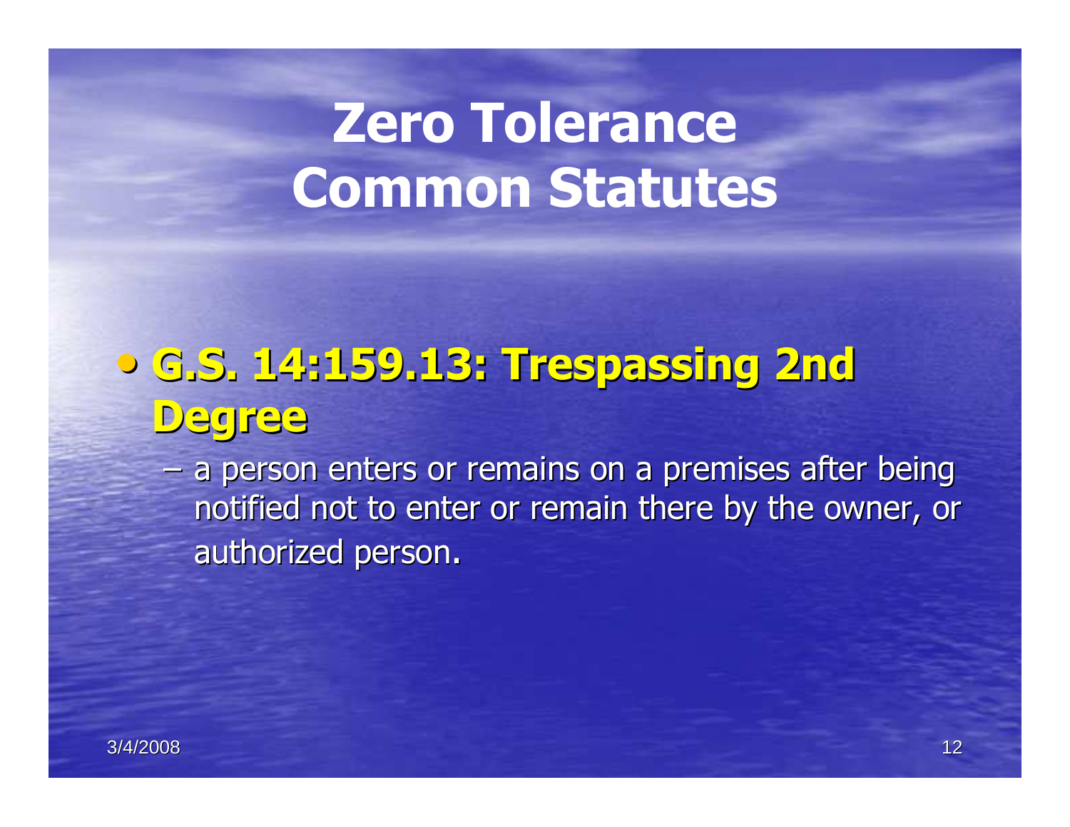# Zero Tolerance Common Statutes

- **G.S. 14:159.13: Trespassing 2nd Degree**
  - a person enters or remains on a premises after being notified not to enter or remain there by the owner, or authorized person.

3/4/2008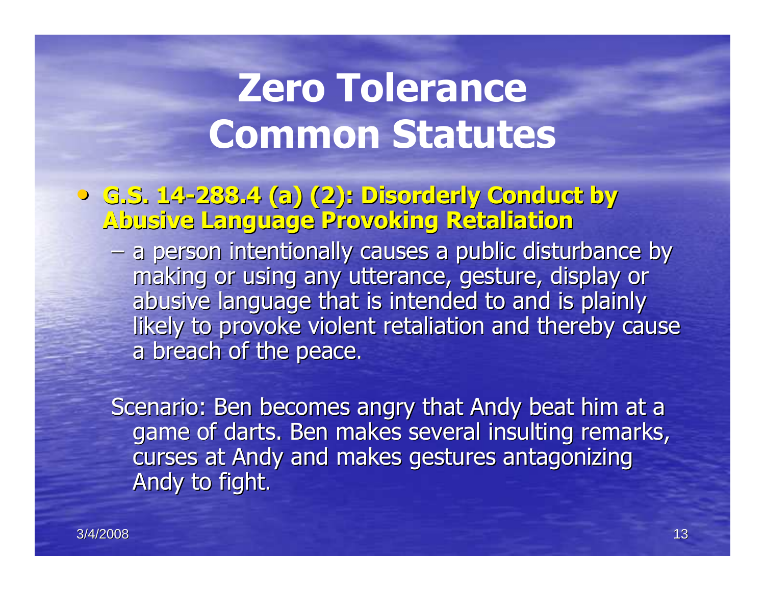# Zero Tolerance Common Statutes

- **G.S. 14-288.4 (a) (2): Disorderly Conduct by Abusive Language Provoking Retaliation**
  - a person intentionally causes a public disturbance by making or using any utterance, gesture, display or abusive language that is intended to and is plainly likely to provoke violent retaliation and thereby cause a breach of the peace.

Scenario: Ben becomes angry that Andy beat him at a game of darts. Ben makes several insulting remarks, curses at Andy and makes gestures antagonizing Andy to fight.

3/4/2008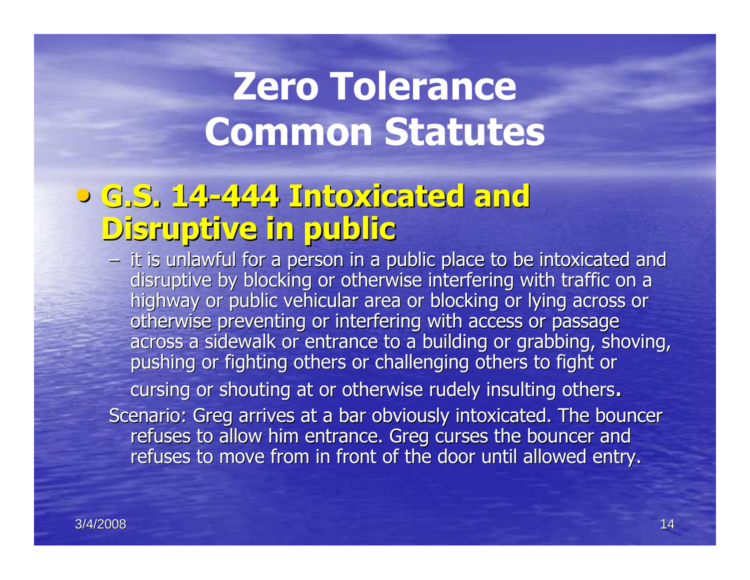# Zero Tolerance Common Statutes

- **G.S. 14-444 Intoxicated and Disruptive in public**
  - it is unlawful for a person in a public place to be intoxicated and disruptive by blocking or otherwise interfering with traffic on a highway or public vehicular area or blocking or lying across or otherwise preventing or interfering with access or passage across a sidewalk or entrance to a building or grabbing, shoving, pushing or fighting others or challenging others to fight or cursing or shouting at or otherwise rudely insulting others**.**

Scenario: Greg arrives at a bar obviously intoxicated. The bouncer refuses to allow him entrance. Greg curses the bouncer and refuses to move from in front of the door until allowed entry.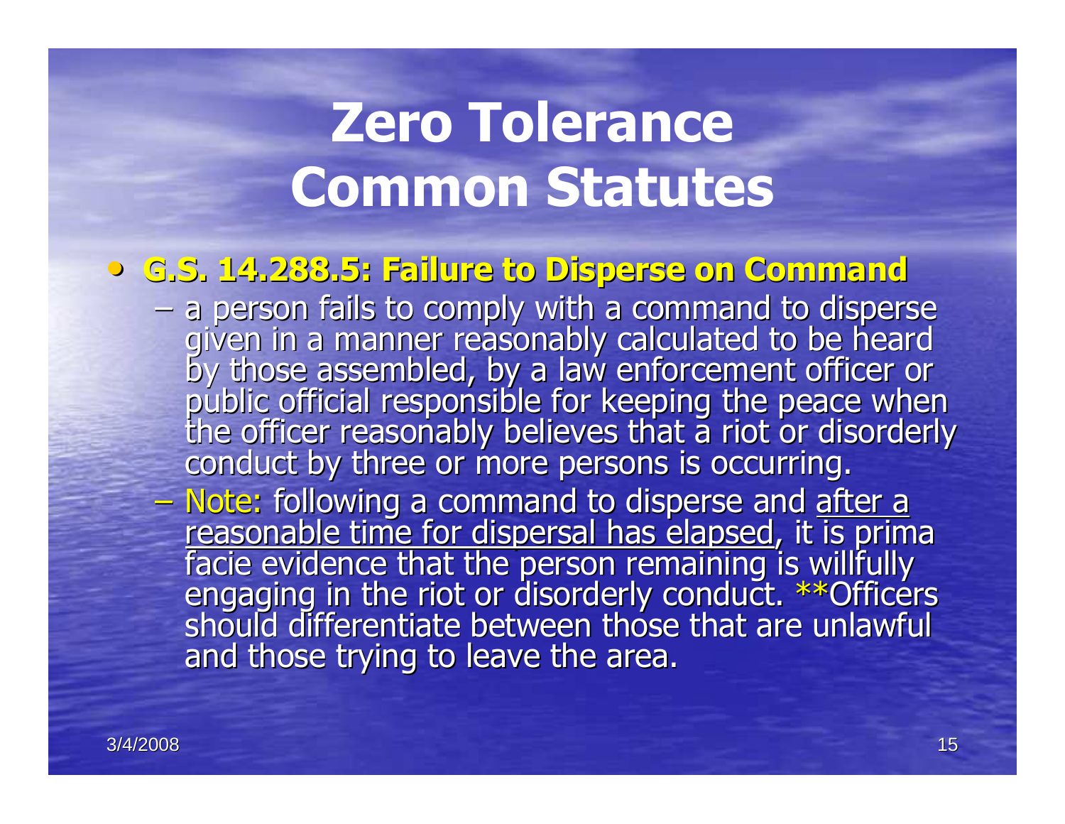# Zero Tolerance Common Statutes

- **G.S. 14.288.5: Failure to Disperse on Command**
  - a person fails to comply with a command to disperse given in a manner reasonably calculated to be heard by those assembled, by a law enforcement officer or public official responsible for keeping the peace when the officer reasonably believes that a riot or disorderly conduct by three or more persons is occurring.
  - Note: following a command to disperse and <u>after a reasonable time for dispersal has elapsed</u>, it is prima facie evidence that the person remaining is willfully engaging in the riot or disorderly conduct. **Officers should differentiate between those that are unlawful and those trying to leave the area.

3/4/2008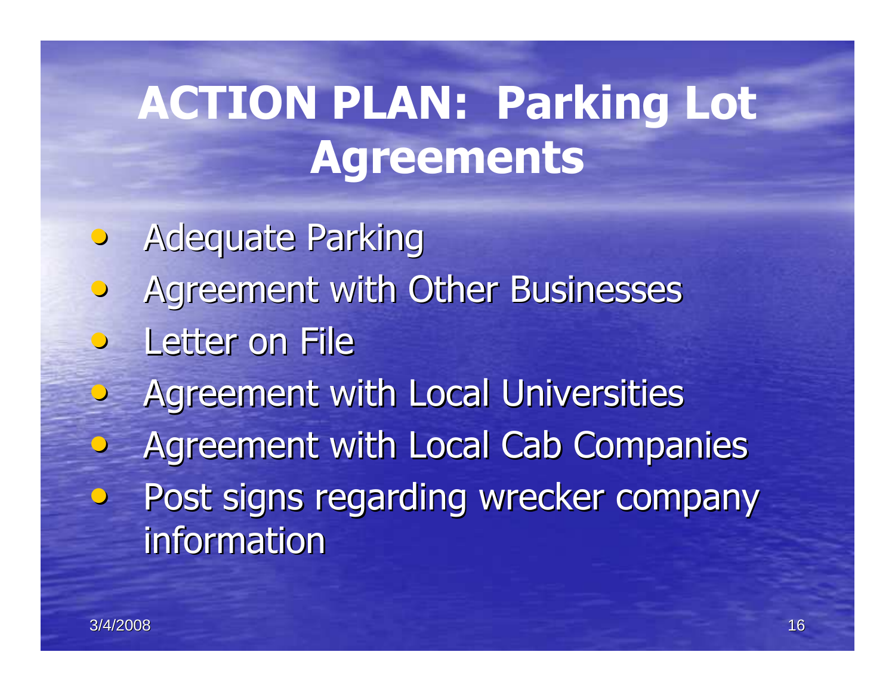# ACTION PLAN: Parking Lot Agreements

- Adequate Parking
- Agreement with Other Businesses
- Letter on File
- Agreement with Local Universities
- Agreement with Local Cab Companies
- Post signs regarding wrecker company information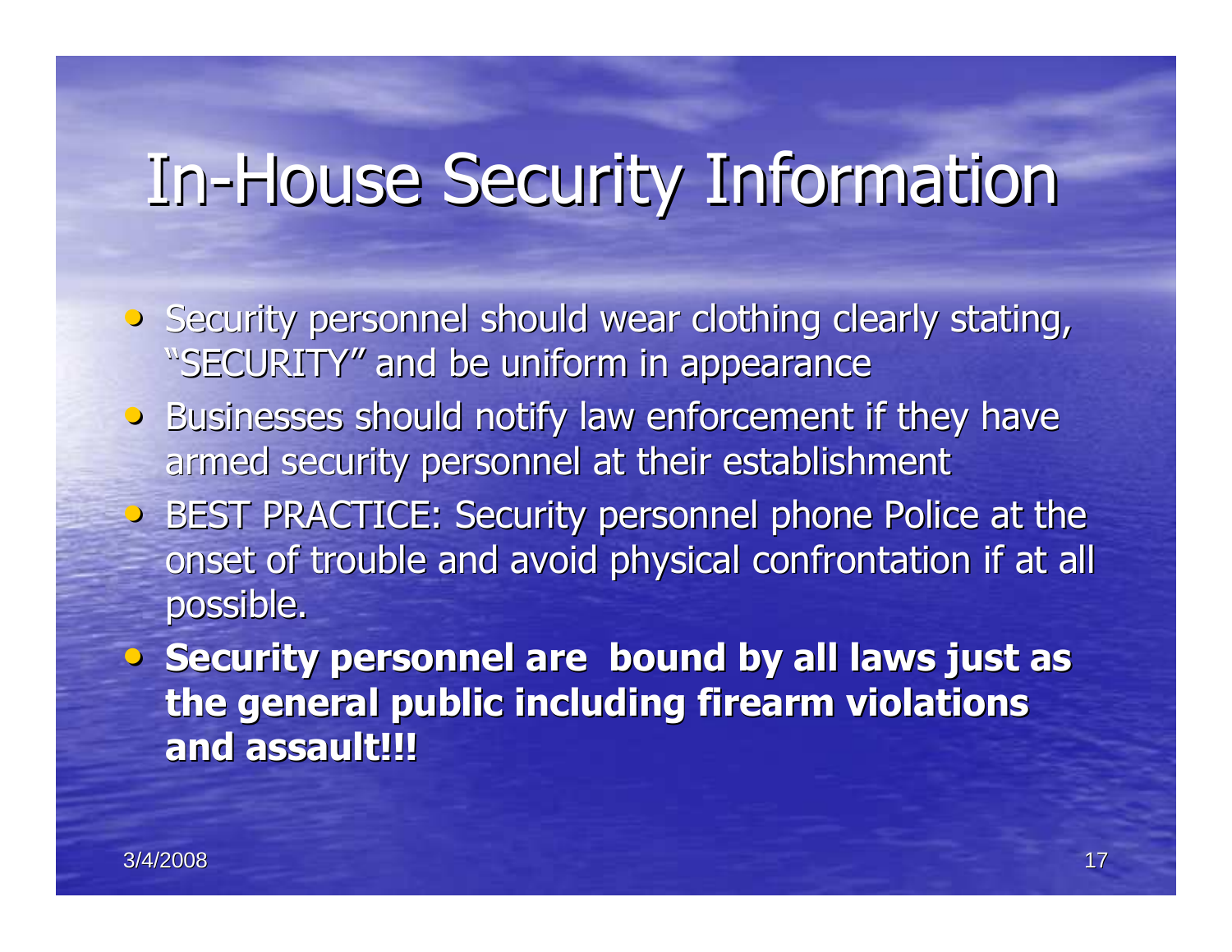# In-House Security Information

- Security personnel should wear clothing clearly stating, "SECURITY" and be uniform in appearance
- Businesses should notify law enforcement if they have armed security personnel at their establishment
- BEST PRACTICE: Security personnel phone Police at the onset of trouble and avoid physical confrontation if at all possible.
- **Security personnel are bound by all laws just as the general public including firearm violations and assault!!!**

3/4/2008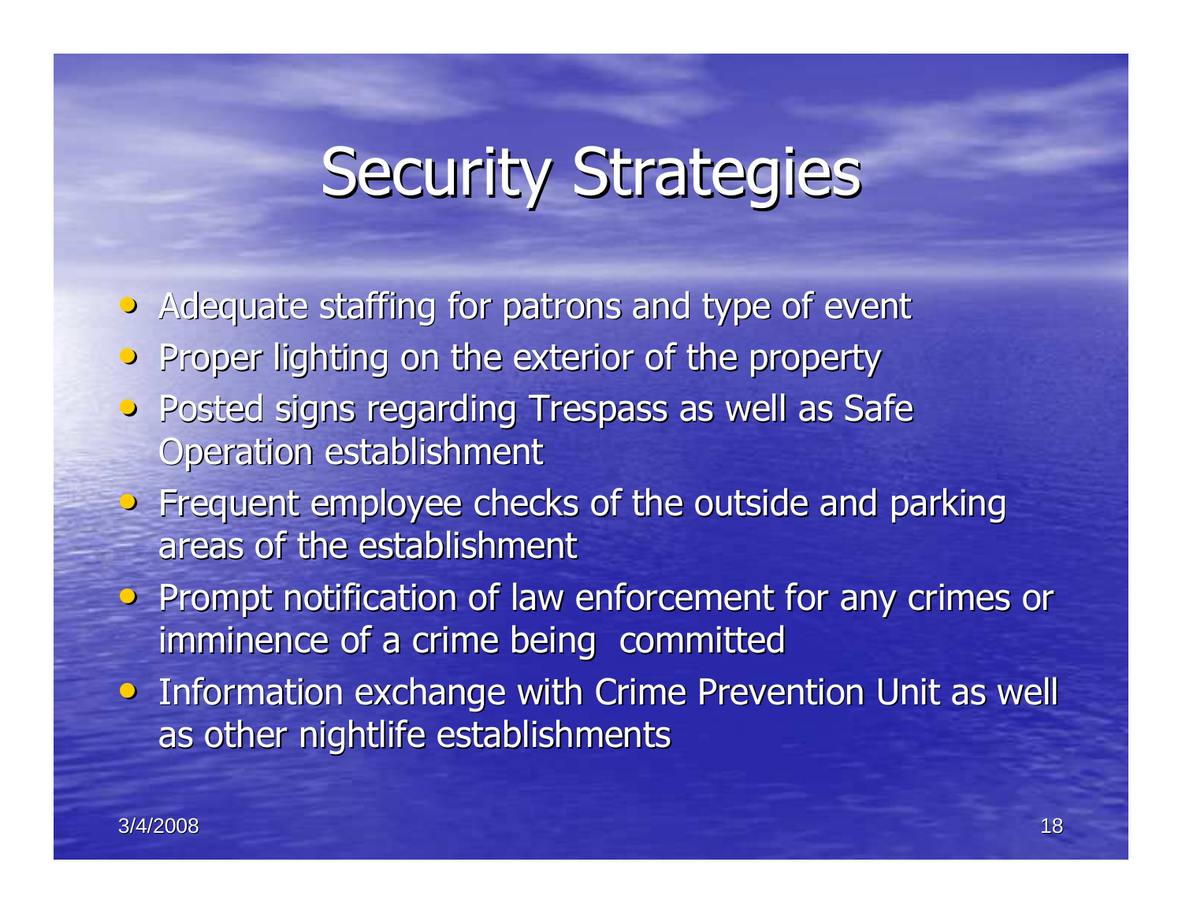# Security Strategies

- Adequate staffing for patrons and type of event
- Proper lighting on the exterior of the property
- Posted signs regarding Trespass as well as Safe Operation establishment
- Frequent employee checks of the outside and parking areas of the establishment
- Prompt notification of law enforcement for any crimes or imminence of a crime being committed
- Information exchange with Crime Prevention Unit as well as other nightlife establishments

3/4/2008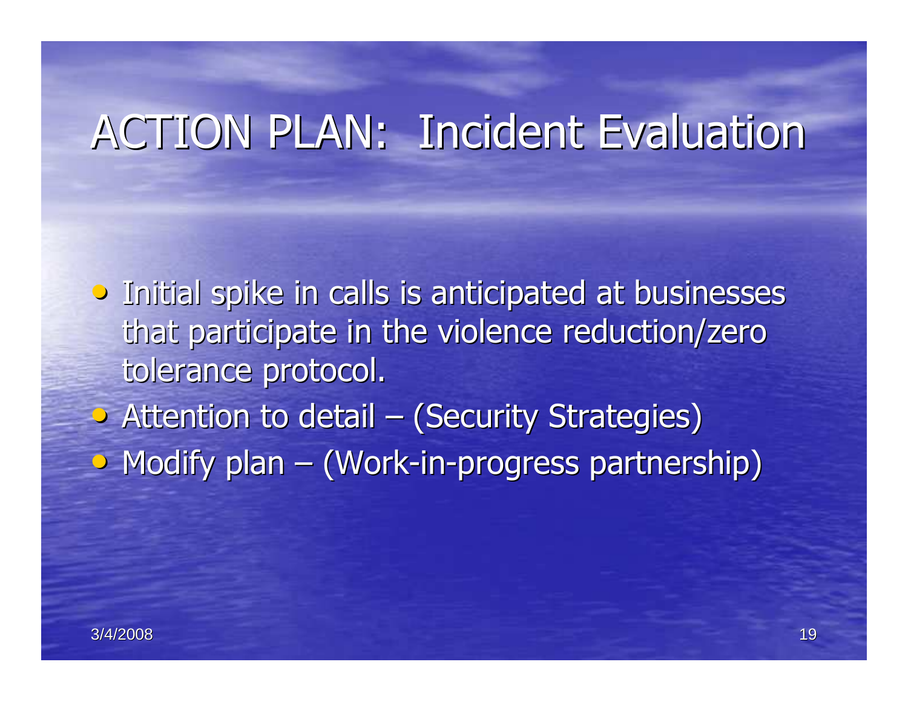# ACTION PLAN: Incident Evaluation

- Initial spike in calls is anticipated at businesses that participate in the violence reduction/zero tolerance protocol.
- Attention to detail – (Security Strategies)
- Modify plan – (Work-in-progress partnership)

3/4/2008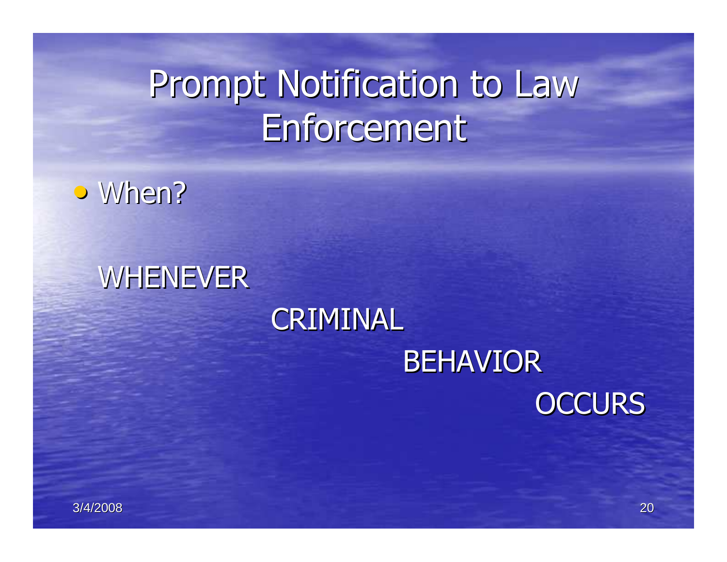# Prompt Notification to Law Enforcement

- When?

WHENEVER

CRIMINAL

BEHAVIOR

OCCURS

3/4/2008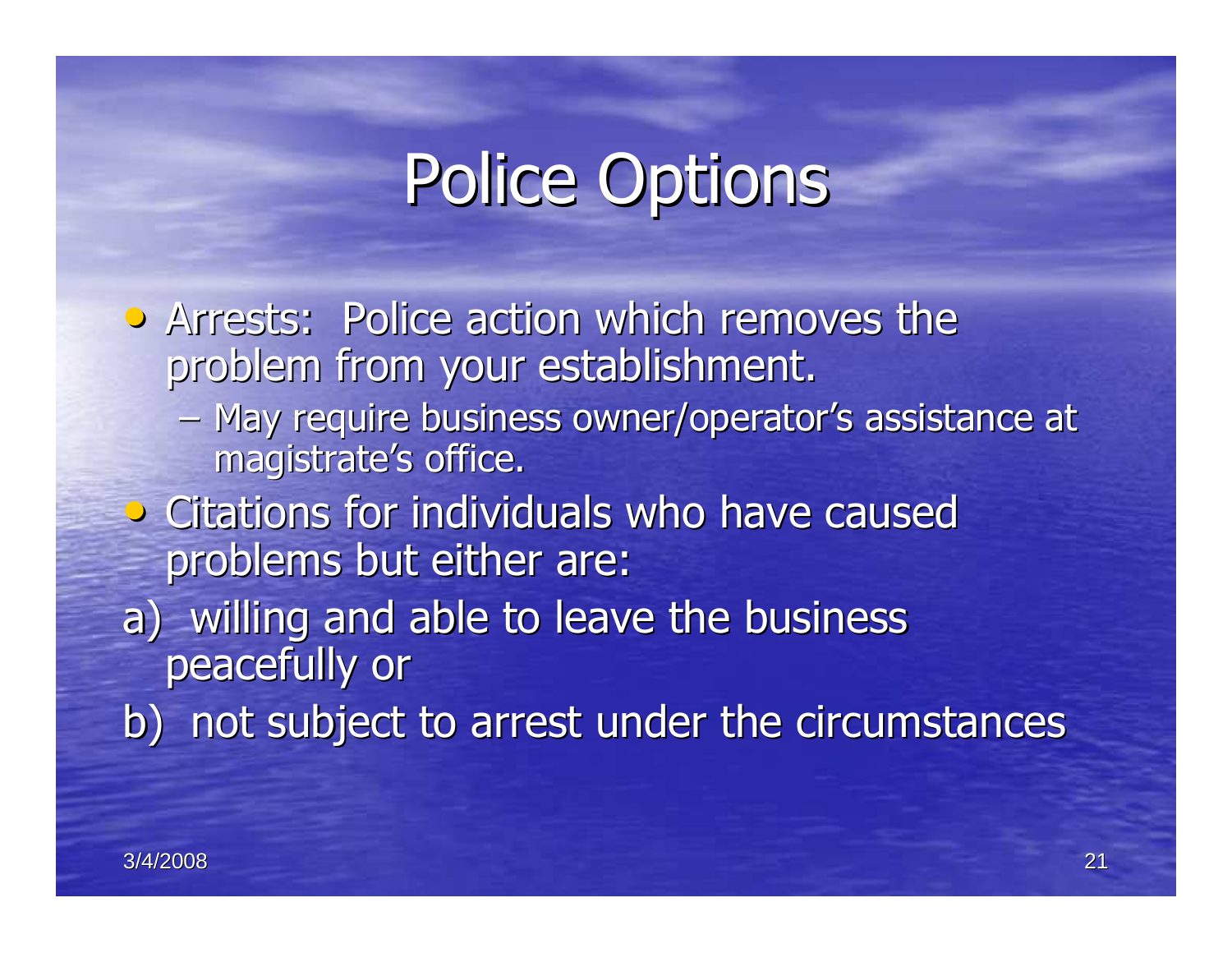# Police Options

- Arrests: Police action which removes the problem from your establishment.
  - May require business owner/operator's assistance at magistrate's office.
- Citations for individuals who have caused problems but either are:

a) willing and able to leave the business peacefully or

b) not subject to arrest under the circumstances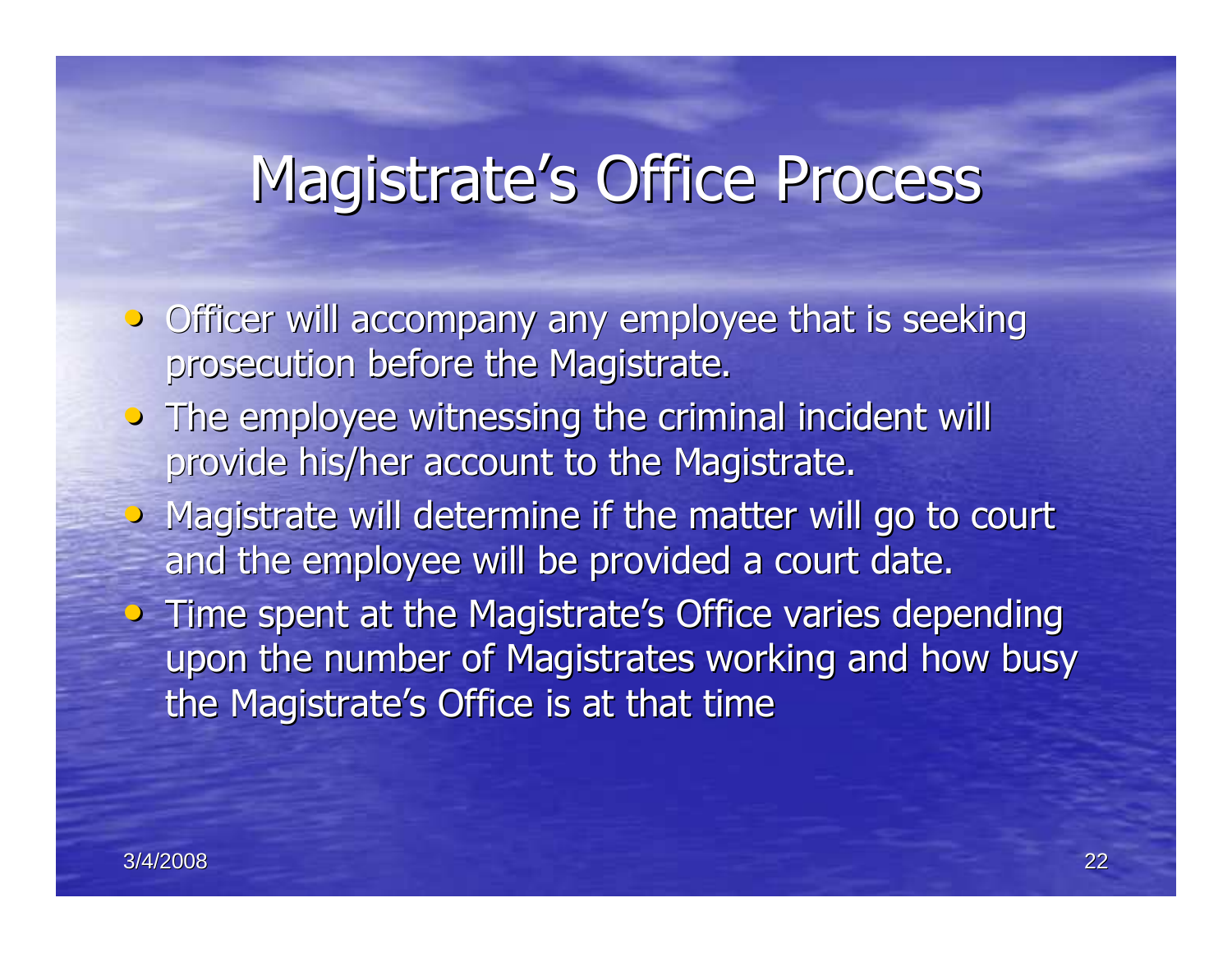# Magistrate's Office Process

- Officer will accompany any employee that is seeking prosecution before the Magistrate.
- The employee witnessing the criminal incident will provide his/her account to the Magistrate.
- Magistrate will determine if the matter will go to court and the employee will be provided a court date.
- Time spent at the Magistrate's Office varies depending upon the number of Magistrates working and how busy the Magistrate's Office is at that time

3/4/2008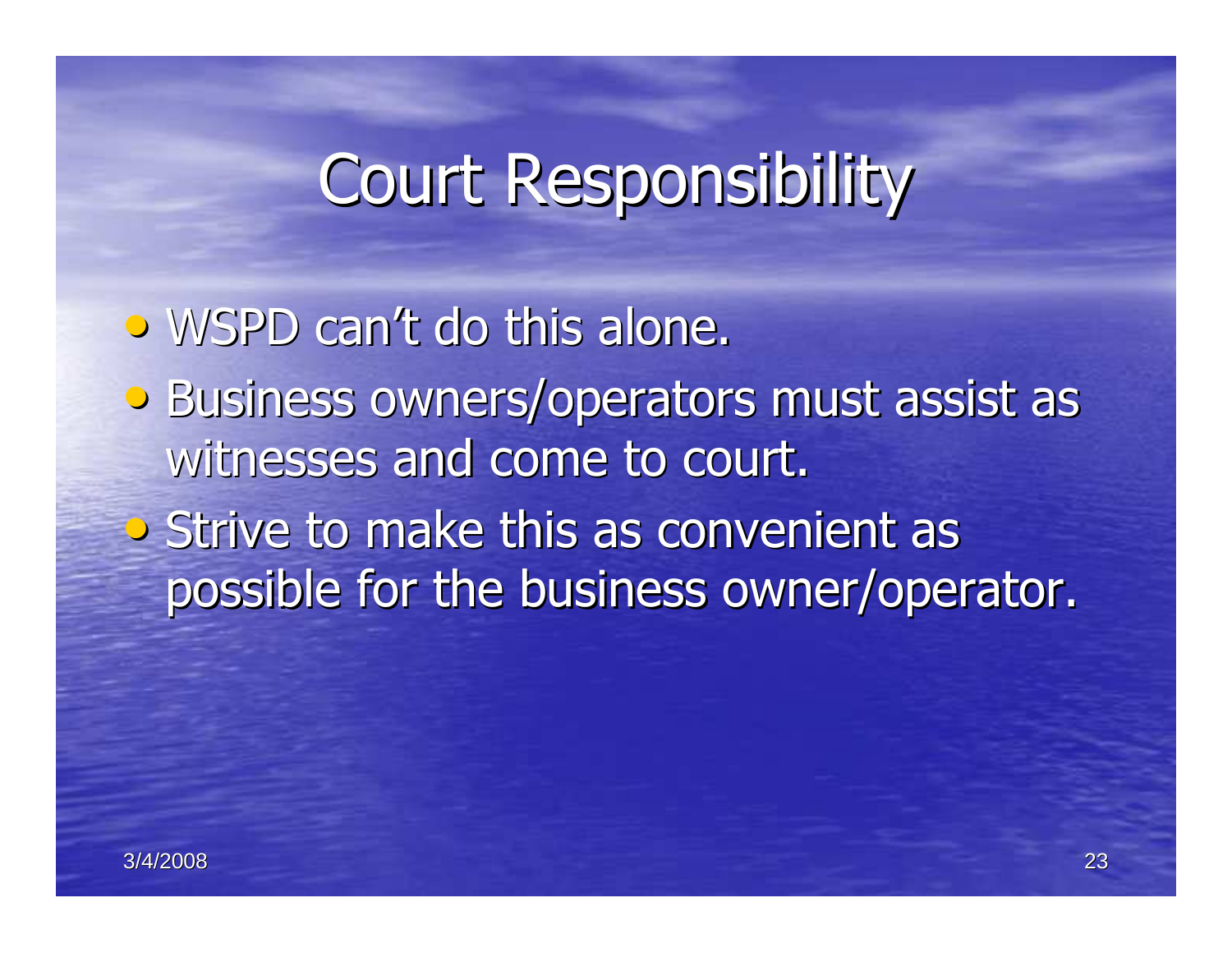# Court Responsibility

- WSPD can't do this alone.
- Business owners/operators must assist as witnesses and come to court.
- Strive to make this as convenient as possible for the business owner/operator.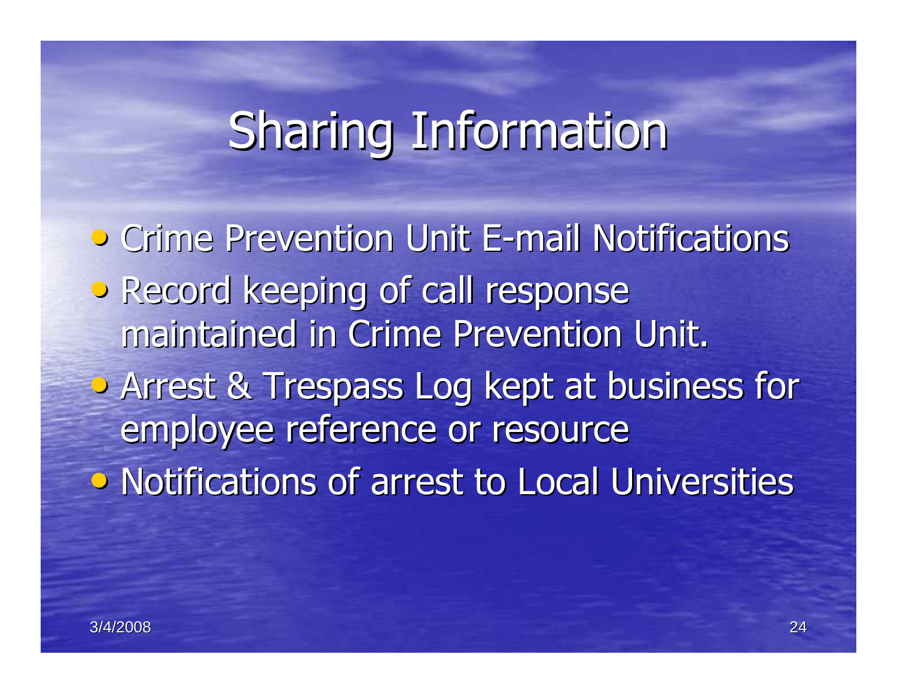# Sharing Information

- Crime Prevention Unit E-mail Notifications
- Record keeping of call response maintained in Crime Prevention Unit.
- Arrest & Trespass Log kept at business for employee reference or resource
- Notifications of arrest to Local Universities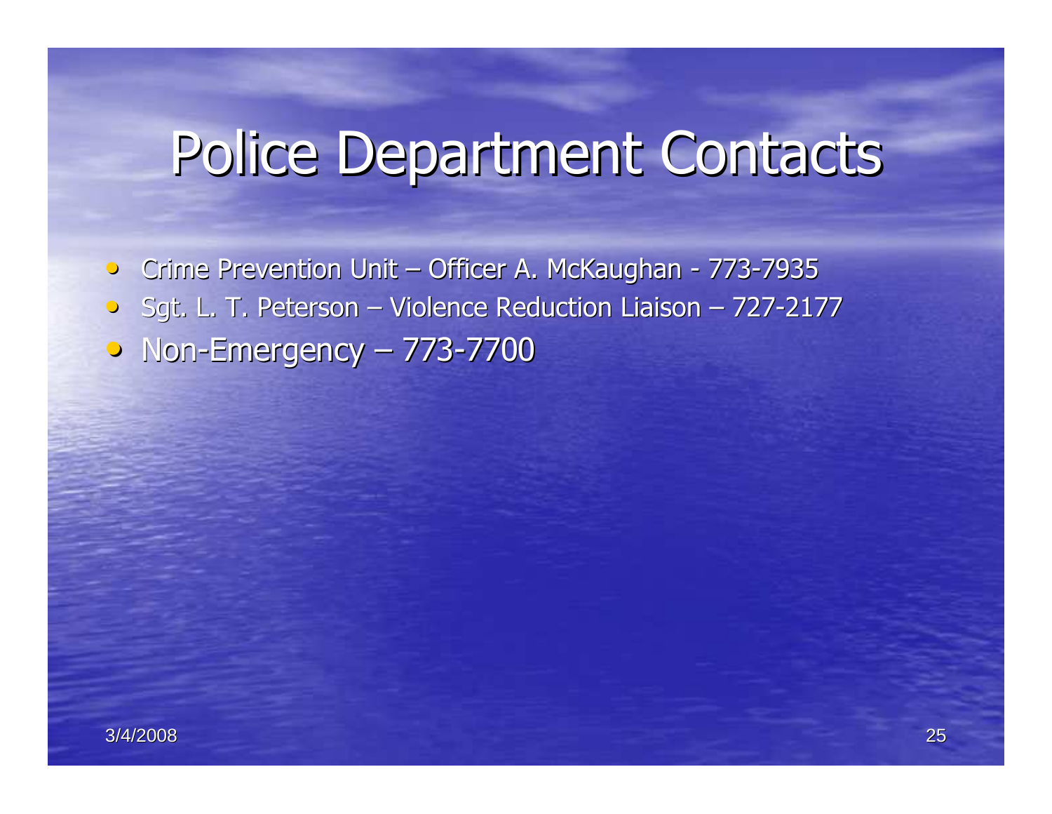# Police Department Contacts

- Crime Prevention Unit – Officer A. McKaughan - 773-7935
- Sgt. L. T. Peterson – Violence Reduction Liaison – 727-2177
- Non-Emergency – 773-7700

3/4/2008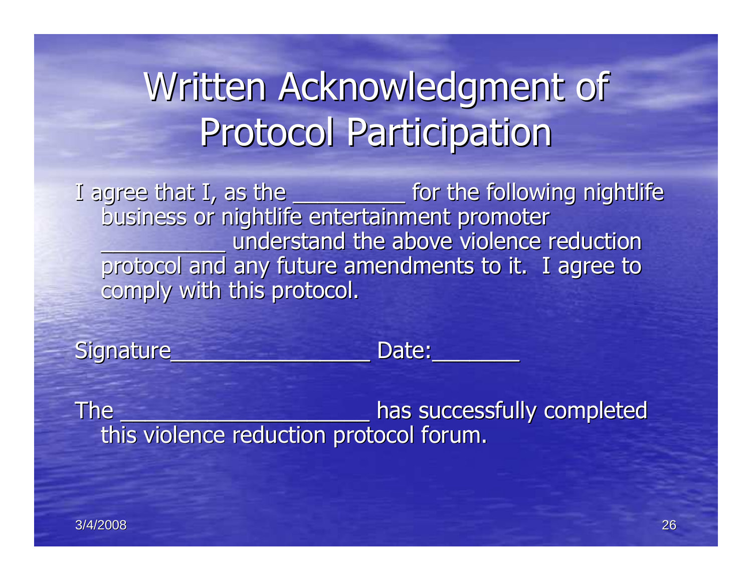# Written Acknowledgment of Protocol Participation

I agree that I, as the _________ for the following nightlife business or nightlife entertainment promoter __________ understand the above violence reduction protocol and any future amendments to it. I agree to comply with this protocol.

Signature________________ Date:_______

The ____________________ has successfully completed this violence reduction protocol forum.

3/4/2008